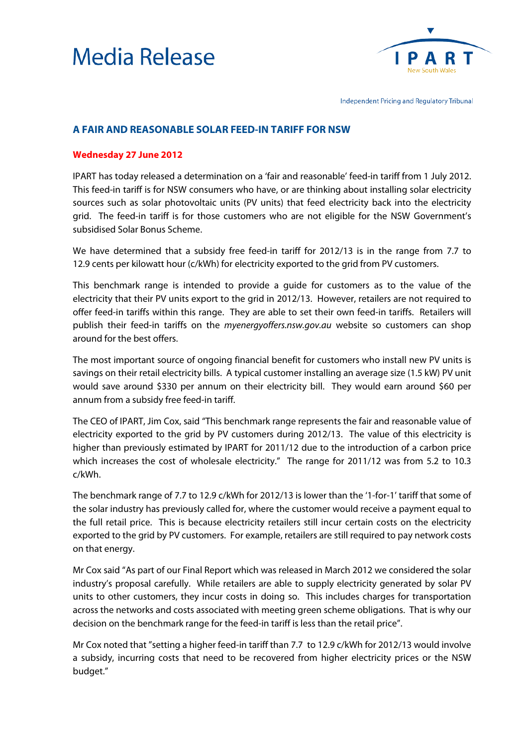# Media Release

IPART
New South Wales

Independent Pricing and Regulatory Tribunal

## A FAIR AND REASONABLE SOLAR FEED-IN TARIFF FOR NSW

**Wednesday 27 June 2012**

IPART has today released a determination on a 'fair and reasonable' feed-in tariff from 1 July 2012. This feed-in tariff is for NSW consumers who have, or are thinking about installing solar electricity sources such as solar photovoltaic units (PV units) that feed electricity back into the electricity grid. The feed-in tariff is for those customers who are not eligible for the NSW Government's subsidised Solar Bonus Scheme.

We have determined that a subsidy free feed-in tariff for 2012/13 is in the range from 7.7 to 12.9 cents per kilowatt hour (c/kWh) for electricity exported to the grid from PV customers.

This benchmark range is intended to provide a guide for customers as to the value of the electricity that their PV units export to the grid in 2012/13. However, retailers are not required to offer feed-in tariffs within this range. They are able to set their own feed-in tariffs. Retailers will publish their feed-in tariffs on the *myenergyoffers.nsw.gov.au* website so customers can shop around for the best offers.

The most important source of ongoing financial benefit for customers who install new PV units is savings on their retail electricity bills. A typical customer installing an average size (1.5 kW) PV unit would save around $330 per annum on their electricity bill. They would earn around $60 per annum from a subsidy free feed-in tariff.

The CEO of IPART, Jim Cox, said "This benchmark range represents the fair and reasonable value of electricity exported to the grid by PV customers during 2012/13. The value of this electricity is higher than previously estimated by IPART for 2011/12 due to the introduction of a carbon price which increases the cost of wholesale electricity." The range for 2011/12 was from 5.2 to 10.3 c/kWh.

The benchmark range of 7.7 to 12.9 c/kWh for 2012/13 is lower than the '1-for-1' tariff that some of the solar industry has previously called for, where the customer would receive a payment equal to the full retail price. This is because electricity retailers still incur certain costs on the electricity exported to the grid by PV customers. For example, retailers are still required to pay network costs on that energy.

Mr Cox said "As part of our Final Report which was released in March 2012 we considered the solar industry's proposal carefully. While retailers are able to supply electricity generated by solar PV units to other customers, they incur costs in doing so. This includes charges for transportation across the networks and costs associated with meeting green scheme obligations. That is why our decision on the benchmark range for the feed-in tariff is less than the retail price".

Mr Cox noted that "setting a higher feed-in tariff than 7.7 to 12.9 c/kWh for 2012/13 would involve a subsidy, incurring costs that need to be recovered from higher electricity prices or the NSW budget."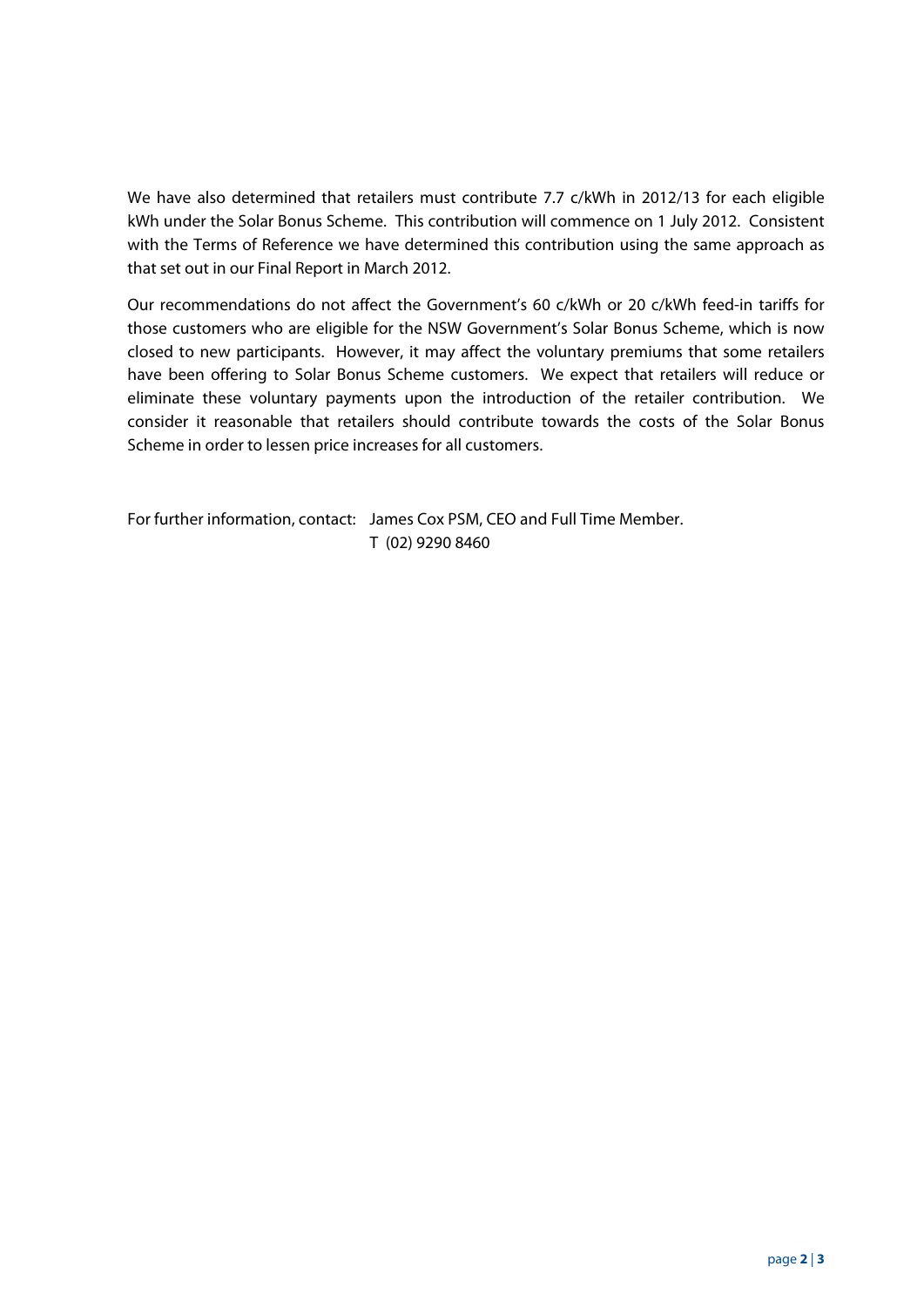We have also determined that retailers must contribute 7.7 c/kWh in 2012/13 for each eligible kWh under the Solar Bonus Scheme. This contribution will commence on 1 July 2012. Consistent with the Terms of Reference we have determined this contribution using the same approach as that set out in our Final Report in March 2012.

Our recommendations do not affect the Government's 60 c/kWh or 20 c/kWh feed-in tariffs for those customers who are eligible for the NSW Government's Solar Bonus Scheme, which is now closed to new participants. However, it may affect the voluntary premiums that some retailers have been offering to Solar Bonus Scheme customers. We expect that retailers will reduce or eliminate these voluntary payments upon the introduction of the retailer contribution. We consider it reasonable that retailers should contribute towards the costs of the Solar Bonus Scheme in order to lessen price increases for all customers.

For further information, contact: James Cox PSM, CEO and Full Time Member.
T (02) 9290 8460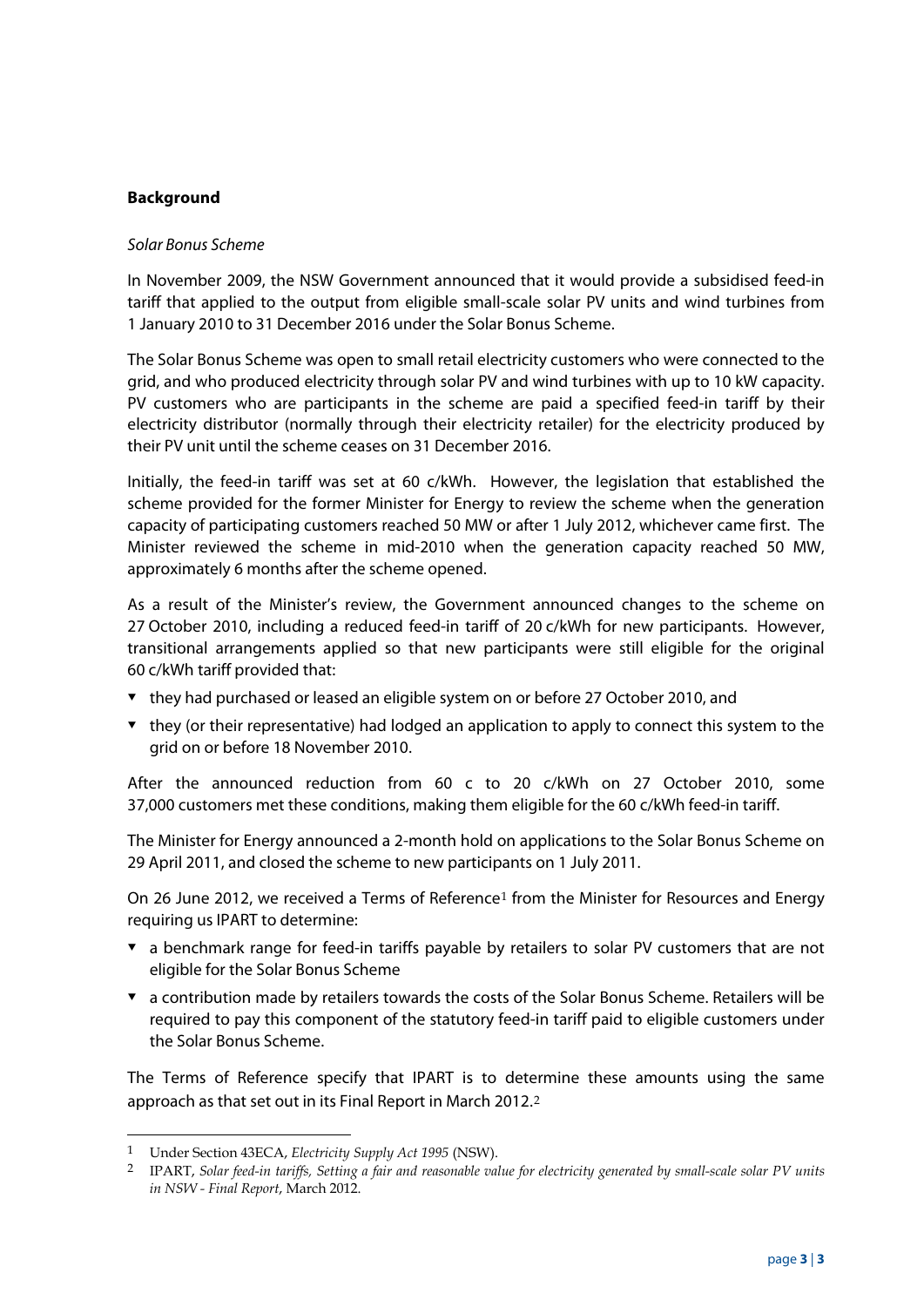**Background**

*Solar Bonus Scheme*

In November 2009, the NSW Government announced that it would provide a subsidised feed-in tariff that applied to the output from eligible small-scale solar PV units and wind turbines from 1 January 2010 to 31 December 2016 under the Solar Bonus Scheme.

The Solar Bonus Scheme was open to small retail electricity customers who were connected to the grid, and who produced electricity through solar PV and wind turbines with up to 10 kW capacity. PV customers who are participants in the scheme are paid a specified feed-in tariff by their electricity distributor (normally through their electricity retailer) for the electricity produced by their PV unit until the scheme ceases on 31 December 2016.

Initially, the feed-in tariff was set at 60 c/kWh. However, the legislation that established the scheme provided for the former Minister for Energy to review the scheme when the generation capacity of participating customers reached 50 MW or after 1 July 2012, whichever came first. The Minister reviewed the scheme in mid-2010 when the generation capacity reached 50 MW, approximately 6 months after the scheme opened.

As a result of the Minister's review, the Government announced changes to the scheme on 27 October 2010, including a reduced feed-in tariff of 20 c/kWh for new participants. However, transitional arrangements applied so that new participants were still eligible for the original 60 c/kWh tariff provided that:

- they had purchased or leased an eligible system on or before 27 October 2010, and
- they (or their representative) had lodged an application to apply to connect this system to the grid on or before 18 November 2010.

After the announced reduction from 60 c to 20 c/kWh on 27 October 2010, some 37,000 customers met these conditions, making them eligible for the 60 c/kWh feed-in tariff.

The Minister for Energy announced a 2-month hold on applications to the Solar Bonus Scheme on 29 April 2011, and closed the scheme to new participants on 1 July 2011.

On 26 June 2012, we received a Terms of Reference[1] from the Minister for Resources and Energy requiring us IPART to determine:

- a benchmark range for feed-in tariffs payable by retailers to solar PV customers that are not eligible for the Solar Bonus Scheme
- a contribution made by retailers towards the costs of the Solar Bonus Scheme. Retailers will be required to pay this component of the statutory feed-in tariff paid to eligible customers under the Solar Bonus Scheme.

The Terms of Reference specify that IPART is to determine these amounts using the same approach as that set out in its Final Report in March 2012.[2]

---

[1] Under Section 43ECA, *Electricity Supply Act 1995* (NSW).

[2] IPART, *Solar feed-in tariffs, Setting a fair and reasonable value for electricity generated by small-scale solar PV units in NSW - Final Report*, March 2012.